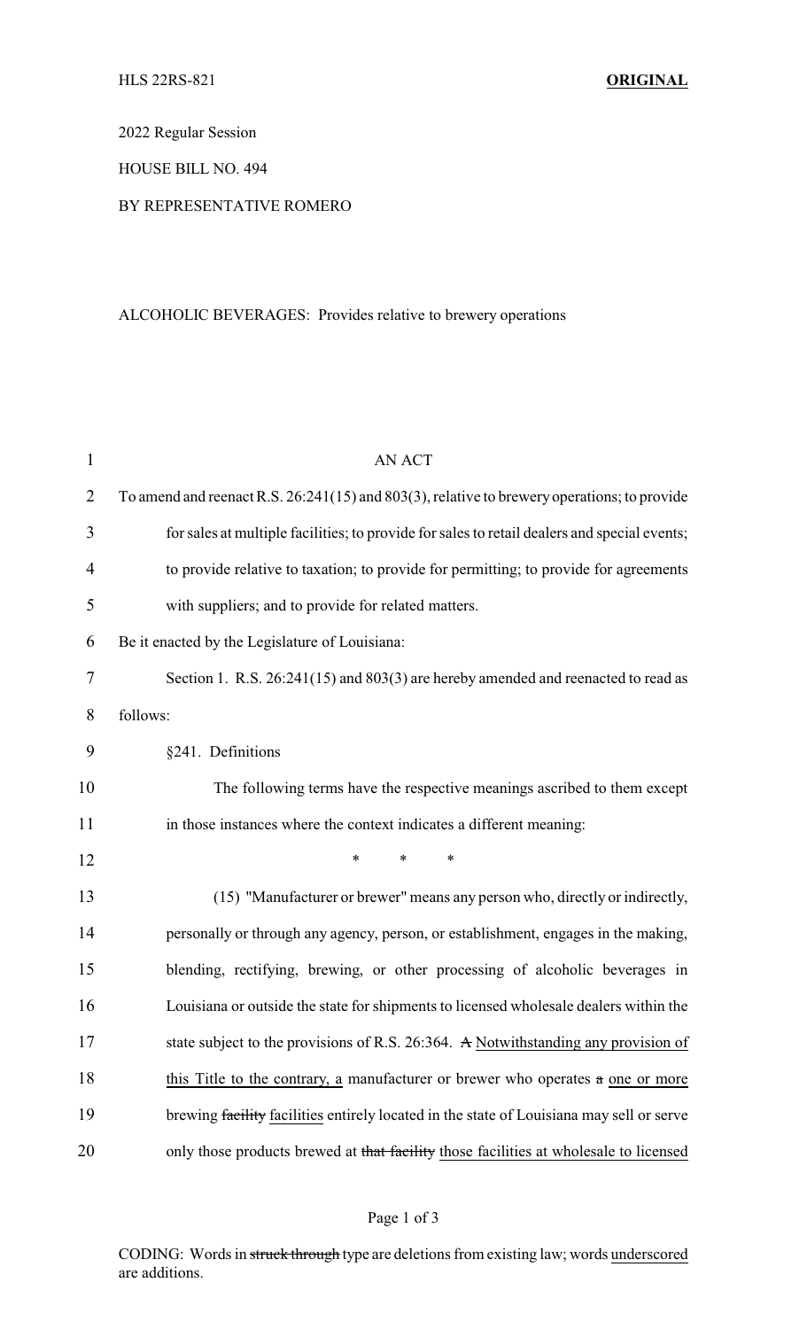HLS 22RS-821 **ORIGINAL**

2022 Regular Session

HOUSE BILL NO. 494

BY REPRESENTATIVE ROMERO

ALCOHOLIC BEVERAGES: Provides relative to brewery operations

AN ACT

To amend and reenact R.S. 26:241(15) and 803(3), relative to brewery operations; to provide for sales at multiple facilities; to provide for sales to retail dealers and special events; to provide relative to taxation; to provide for permitting; to provide for agreements with suppliers; and to provide for related matters.

Be it enacted by the Legislature of Louisiana:

Section 1. R.S. 26:241(15) and 803(3) are hereby amended and reenacted to read as follows:

§241. Definitions

The following terms have the respective meanings ascribed to them except in those instances where the context indicates a different meaning:

\* \* \*

(15) "Manufacturer or brewer" means any person who, directly or indirectly, personally or through any agency, person, or establishment, engages in the making, blending, rectifying, brewing, or other processing of alcoholic beverages in Louisiana or outside the state for shipments to licensed wholesale dealers within the state subject to the provisions of R.S. 26:364. ~~A~~ Notwithstanding any provision of this Title to the contrary, a manufacturer or brewer who operates ~~a~~ one or more brewing ~~facility~~ facilities entirely located in the state of Louisiana may sell or serve only those products brewed at ~~that facility~~ those facilities at wholesale to licensed

CODING: Words in ~~struck through~~ type are deletions from existing law; words underscored are additions.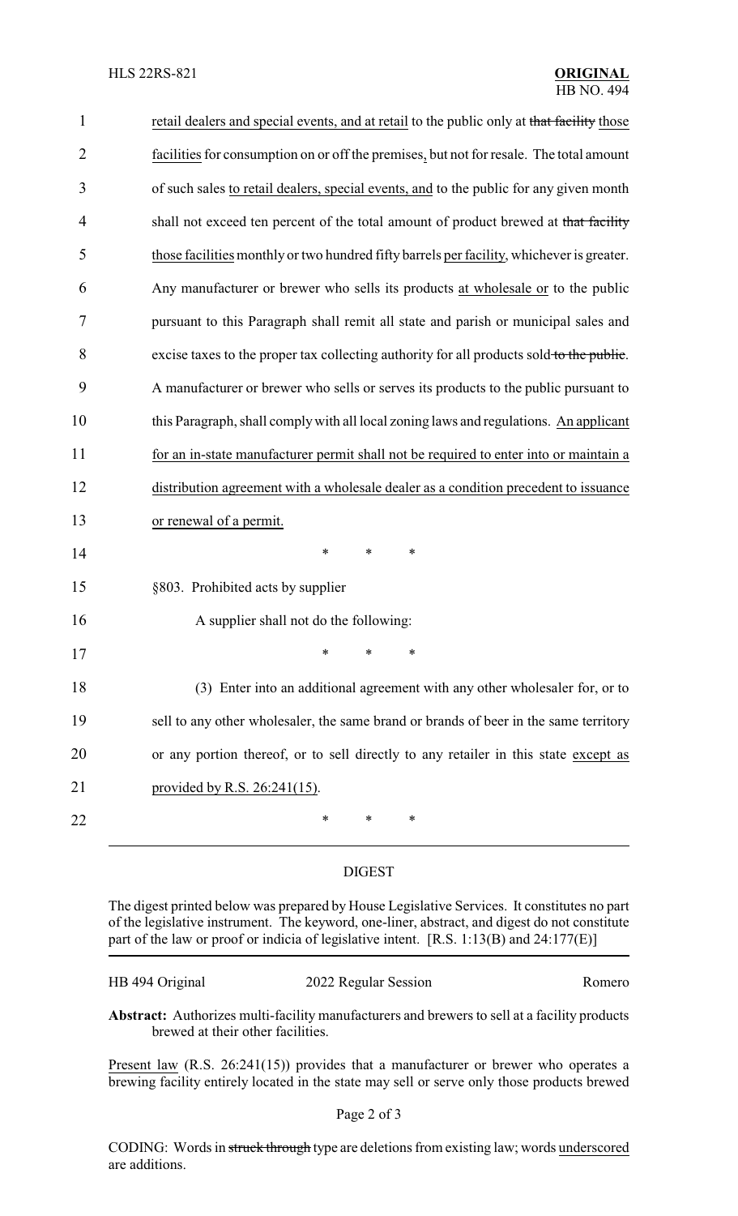retail dealers and special events, and at retail to the public only at ~~that facility~~ those facilities for consumption on or off the premises, but not for resale. The total amount of such sales to retail dealers, special events, and to the public for any given month shall not exceed ten percent of the total amount of product brewed at ~~that facility~~ those facilities monthly or two hundred fifty barrels per facility, whichever is greater. Any manufacturer or brewer who sells its products at wholesale or to the public pursuant to this Paragraph shall remit all state and parish or municipal sales and excise taxes to the proper tax collecting authority for all products sold ~~to the public~~. A manufacturer or brewer who sells or serves its products to the public pursuant to this Paragraph, shall comply with all local zoning laws and regulations. An applicant for an in-state manufacturer permit shall not be required to enter into or maintain a distribution agreement with a wholesale dealer as a condition precedent to issuance or renewal of a permit.

\* \* \*

§803. Prohibited acts by supplier

A supplier shall not do the following:

\* \* \*

(3) Enter into an additional agreement with any other wholesaler for, or to sell to any other wholesaler, the same brand or brands of beer in the same territory or any portion thereof, or to sell directly to any retailer in this state except as provided by R.S. 26:241(15).

\* \* \*

## DIGEST

The digest printed below was prepared by House Legislative Services. It constitutes no part of the legislative instrument. The keyword, one-liner, abstract, and digest do not constitute part of the law or proof or indicia of legislative intent. [R.S. 1:13(B) and 24:177(E)]

HB 494 Original — 2022 Regular Session — Romero

**Abstract:** Authorizes multi-facility manufacturers and brewers to sell at a facility products brewed at their other facilities.

Present law (R.S. 26:241(15)) provides that a manufacturer or brewer who operates a brewing facility entirely located in the state may sell or serve only those products brewed

CODING: Words in ~~struck through~~ type are deletions from existing law; words underscored are additions.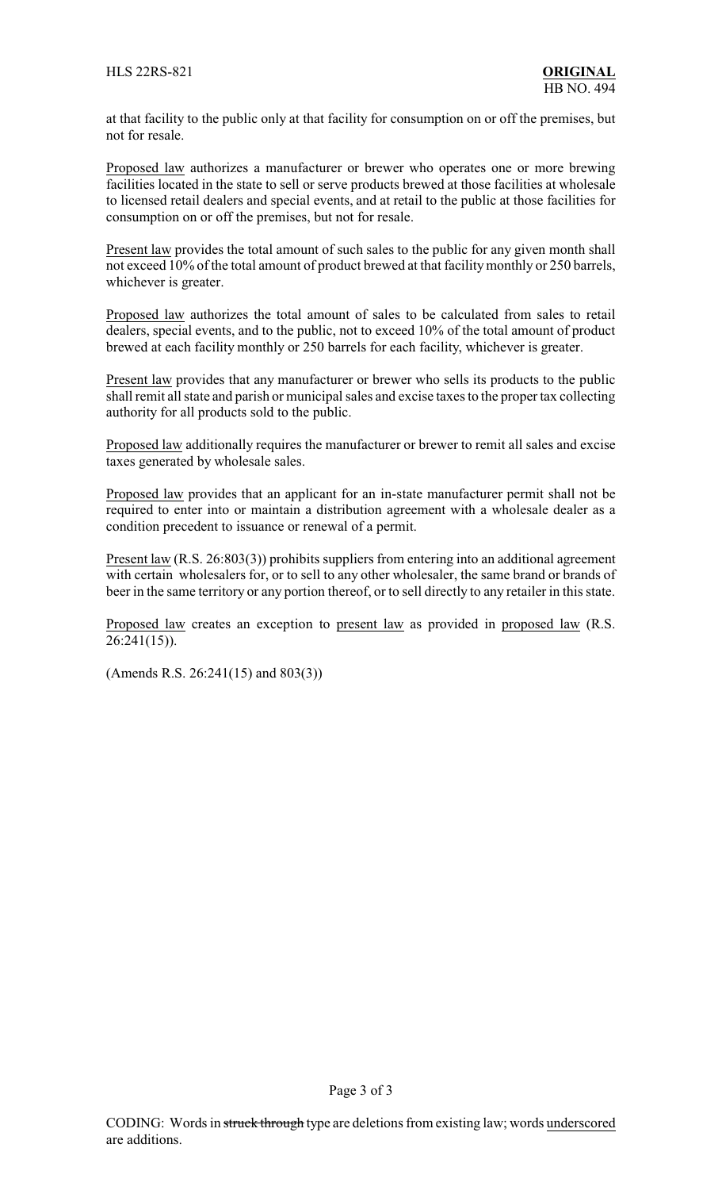at that facility to the public only at that facility for consumption on or off the premises, but not for resale.

Proposed law authorizes a manufacturer or brewer who operates one or more brewing facilities located in the state to sell or serve products brewed at those facilities at wholesale to licensed retail dealers and special events, and at retail to the public at those facilities for consumption on or off the premises, but not for resale.

Present law provides the total amount of such sales to the public for any given month shall not exceed 10% of the total amount of product brewed at that facility monthly or 250 barrels, whichever is greater.

Proposed law authorizes the total amount of sales to be calculated from sales to retail dealers, special events, and to the public, not to exceed 10% of the total amount of product brewed at each facility monthly or 250 barrels for each facility, whichever is greater.

Present law provides that any manufacturer or brewer who sells its products to the public shall remit all state and parish or municipal sales and excise taxes to the proper tax collecting authority for all products sold to the public.

Proposed law additionally requires the manufacturer or brewer to remit all sales and excise taxes generated by wholesale sales.

Proposed law provides that an applicant for an in-state manufacturer permit shall not be required to enter into or maintain a distribution agreement with a wholesale dealer as a condition precedent to issuance or renewal of a permit.

Present law (R.S. 26:803(3)) prohibits suppliers from entering into an additional agreement with certain wholesalers for, or to sell to any other wholesaler, the same brand or brands of beer in the same territory or any portion thereof, or to sell directly to any retailer in this state.

Proposed law creates an exception to present law as provided in proposed law (R.S. 26:241(15)).

(Amends R.S. 26:241(15) and 803(3))

CODING: Words in ~~struck through~~ type are deletions from existing law; words underscored are additions.